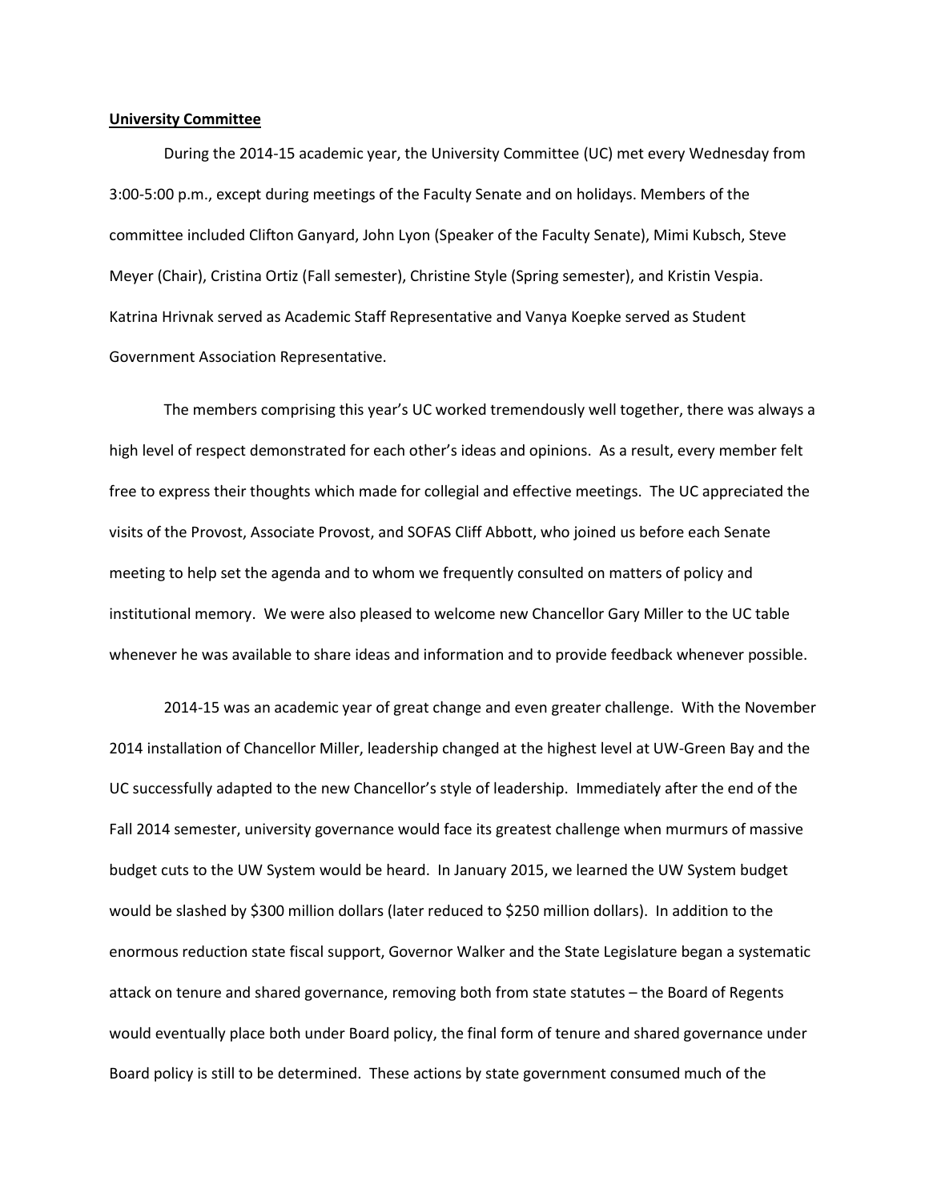**University Committee**

During the 2014-15 academic year, the University Committee (UC) met every Wednesday from 3:00-5:00 p.m., except during meetings of the Faculty Senate and on holidays. Members of the committee included Clifton Ganyard, John Lyon (Speaker of the Faculty Senate), Mimi Kubsch, Steve Meyer (Chair), Cristina Ortiz (Fall semester), Christine Style (Spring semester), and Kristin Vespia. Katrina Hrivnak served as Academic Staff Representative and Vanya Koepke served as Student Government Association Representative.

The members comprising this year's UC worked tremendously well together, there was always a high level of respect demonstrated for each other's ideas and opinions. As a result, every member felt free to express their thoughts which made for collegial and effective meetings. The UC appreciated the visits of the Provost, Associate Provost, and SOFAS Cliff Abbott, who joined us before each Senate meeting to help set the agenda and to whom we frequently consulted on matters of policy and institutional memory. We were also pleased to welcome new Chancellor Gary Miller to the UC table whenever he was available to share ideas and information and to provide feedback whenever possible.

2014-15 was an academic year of great change and even greater challenge. With the November 2014 installation of Chancellor Miller, leadership changed at the highest level at UW-Green Bay and the UC successfully adapted to the new Chancellor's style of leadership. Immediately after the end of the Fall 2014 semester, university governance would face its greatest challenge when murmurs of massive budget cuts to the UW System would be heard. In January 2015, we learned the UW System budget would be slashed by $300 million dollars (later reduced to $250 million dollars). In addition to the enormous reduction state fiscal support, Governor Walker and the State Legislature began a systematic attack on tenure and shared governance, removing both from state statutes – the Board of Regents would eventually place both under Board policy, the final form of tenure and shared governance under Board policy is still to be determined. These actions by state government consumed much of the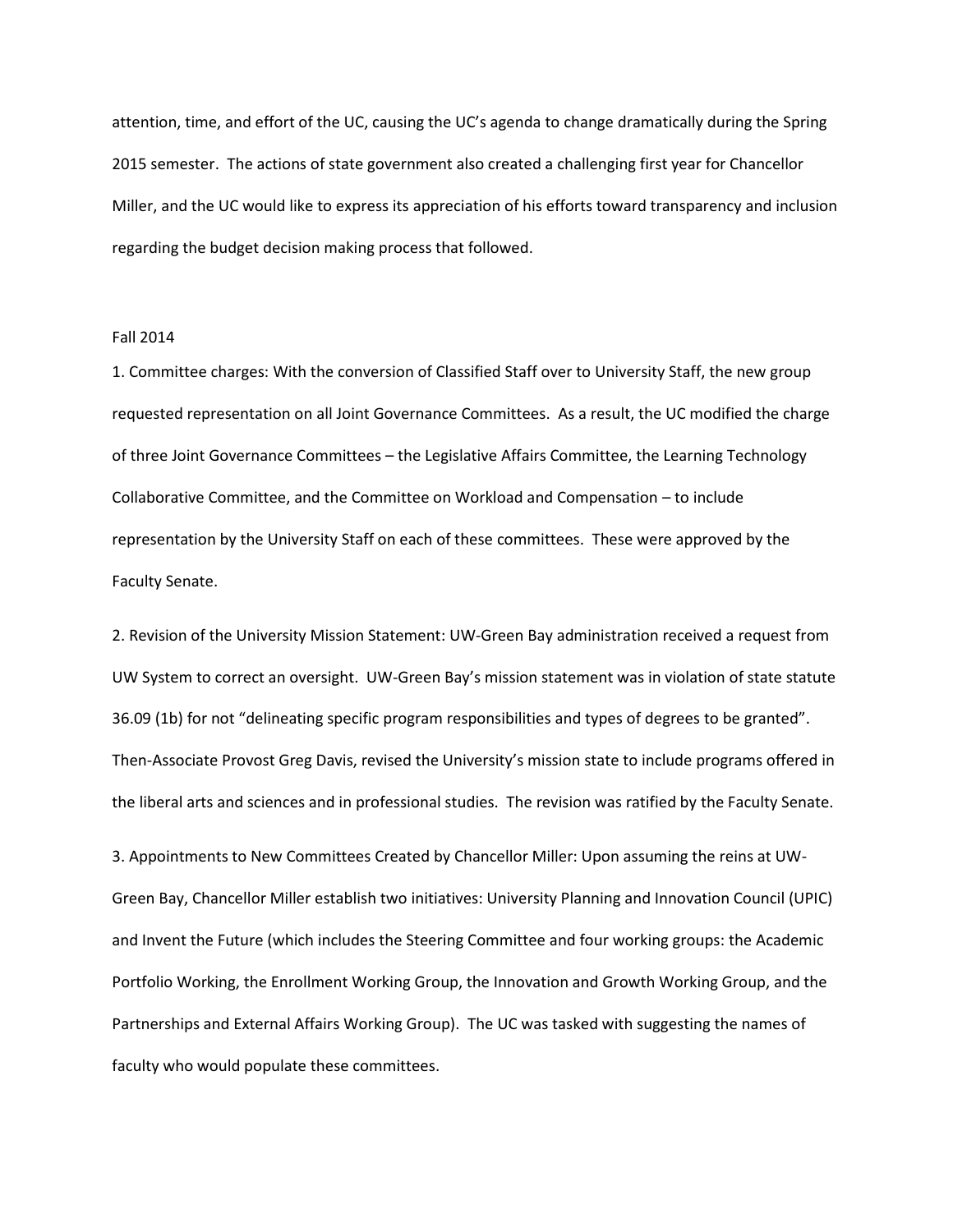attention, time, and effort of the UC, causing the UC's agenda to change dramatically during the Spring 2015 semester. The actions of state government also created a challenging first year for Chancellor Miller, and the UC would like to express its appreciation of his efforts toward transparency and inclusion regarding the budget decision making process that followed.

Fall 2014

1. Committee charges: With the conversion of Classified Staff over to University Staff, the new group requested representation on all Joint Governance Committees. As a result, the UC modified the charge of three Joint Governance Committees – the Legislative Affairs Committee, the Learning Technology Collaborative Committee, and the Committee on Workload and Compensation – to include representation by the University Staff on each of these committees. These were approved by the Faculty Senate.

2. Revision of the University Mission Statement: UW-Green Bay administration received a request from UW System to correct an oversight. UW-Green Bay's mission statement was in violation of state statute 36.09 (1b) for not "delineating specific program responsibilities and types of degrees to be granted". Then-Associate Provost Greg Davis, revised the University's mission state to include programs offered in the liberal arts and sciences and in professional studies. The revision was ratified by the Faculty Senate.

3. Appointments to New Committees Created by Chancellor Miller: Upon assuming the reins at UW-Green Bay, Chancellor Miller establish two initiatives: University Planning and Innovation Council (UPIC) and Invent the Future (which includes the Steering Committee and four working groups: the Academic Portfolio Working, the Enrollment Working Group, the Innovation and Growth Working Group, and the Partnerships and External Affairs Working Group). The UC was tasked with suggesting the names of faculty who would populate these committees.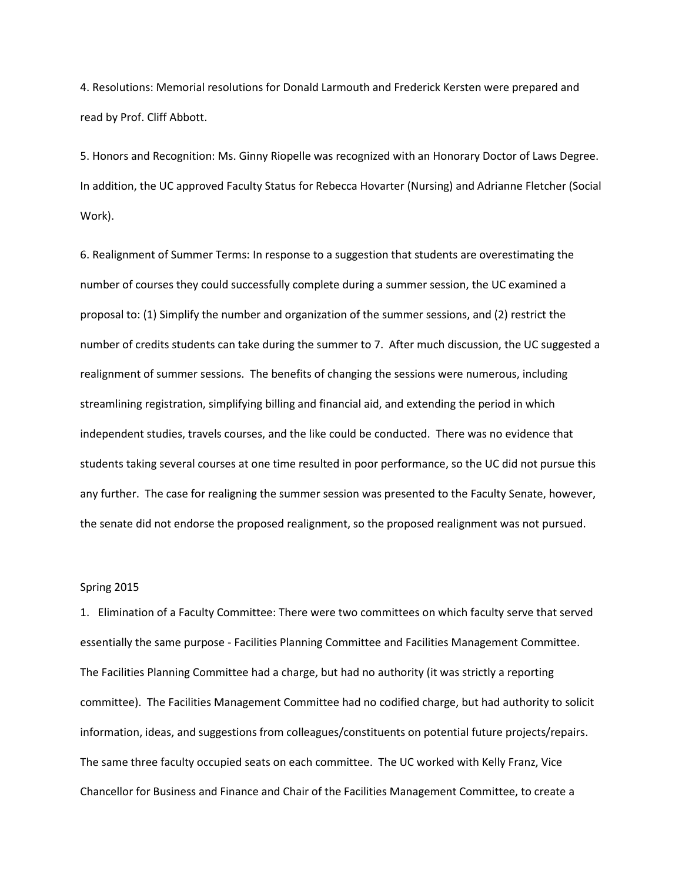4. Resolutions: Memorial resolutions for Donald Larmouth and Frederick Kersten were prepared and read by Prof. Cliff Abbott.

5. Honors and Recognition: Ms. Ginny Riopelle was recognized with an Honorary Doctor of Laws Degree. In addition, the UC approved Faculty Status for Rebecca Hovarter (Nursing) and Adrianne Fletcher (Social Work).

6. Realignment of Summer Terms: In response to a suggestion that students are overestimating the number of courses they could successfully complete during a summer session, the UC examined a proposal to: (1) Simplify the number and organization of the summer sessions, and (2) restrict the number of credits students can take during the summer to 7. After much discussion, the UC suggested a realignment of summer sessions. The benefits of changing the sessions were numerous, including streamlining registration, simplifying billing and financial aid, and extending the period in which independent studies, travels courses, and the like could be conducted. There was no evidence that students taking several courses at one time resulted in poor performance, so the UC did not pursue this any further. The case for realigning the summer session was presented to the Faculty Senate, however, the senate did not endorse the proposed realignment, so the proposed realignment was not pursued.

Spring 2015

1. Elimination of a Faculty Committee: There were two committees on which faculty serve that served essentially the same purpose - Facilities Planning Committee and Facilities Management Committee. The Facilities Planning Committee had a charge, but had no authority (it was strictly a reporting committee). The Facilities Management Committee had no codified charge, but had authority to solicit information, ideas, and suggestions from colleagues/constituents on potential future projects/repairs. The same three faculty occupied seats on each committee. The UC worked with Kelly Franz, Vice Chancellor for Business and Finance and Chair of the Facilities Management Committee, to create a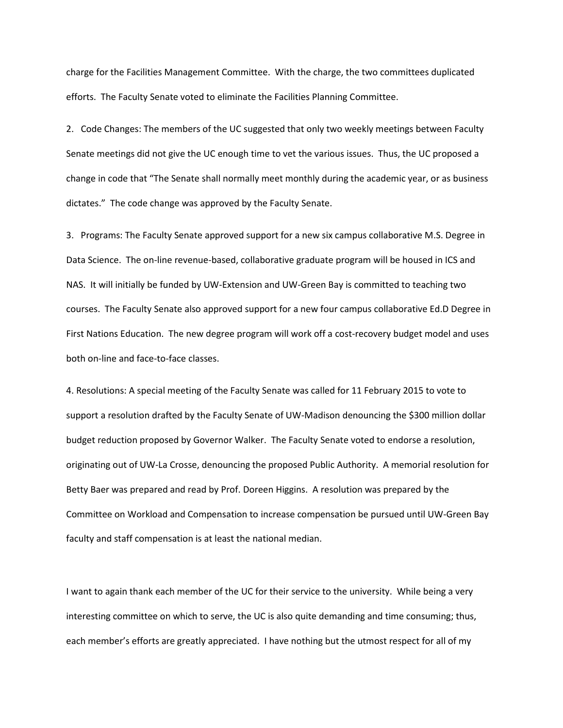charge for the Facilities Management Committee. With the charge, the two committees duplicated efforts. The Faculty Senate voted to eliminate the Facilities Planning Committee.

2. Code Changes: The members of the UC suggested that only two weekly meetings between Faculty Senate meetings did not give the UC enough time to vet the various issues. Thus, the UC proposed a change in code that "The Senate shall normally meet monthly during the academic year, or as business dictates." The code change was approved by the Faculty Senate.

3. Programs: The Faculty Senate approved support for a new six campus collaborative M.S. Degree in Data Science. The on-line revenue-based, collaborative graduate program will be housed in ICS and NAS. It will initially be funded by UW-Extension and UW-Green Bay is committed to teaching two courses. The Faculty Senate also approved support for a new four campus collaborative Ed.D Degree in First Nations Education. The new degree program will work off a cost-recovery budget model and uses both on-line and face-to-face classes.

4. Resolutions: A special meeting of the Faculty Senate was called for 11 February 2015 to vote to support a resolution drafted by the Faculty Senate of UW-Madison denouncing the $300 million dollar budget reduction proposed by Governor Walker. The Faculty Senate voted to endorse a resolution, originating out of UW-La Crosse, denouncing the proposed Public Authority. A memorial resolution for Betty Baer was prepared and read by Prof. Doreen Higgins. A resolution was prepared by the Committee on Workload and Compensation to increase compensation be pursued until UW-Green Bay faculty and staff compensation is at least the national median.

I want to again thank each member of the UC for their service to the university. While being a very interesting committee on which to serve, the UC is also quite demanding and time consuming; thus, each member's efforts are greatly appreciated. I have nothing but the utmost respect for all of my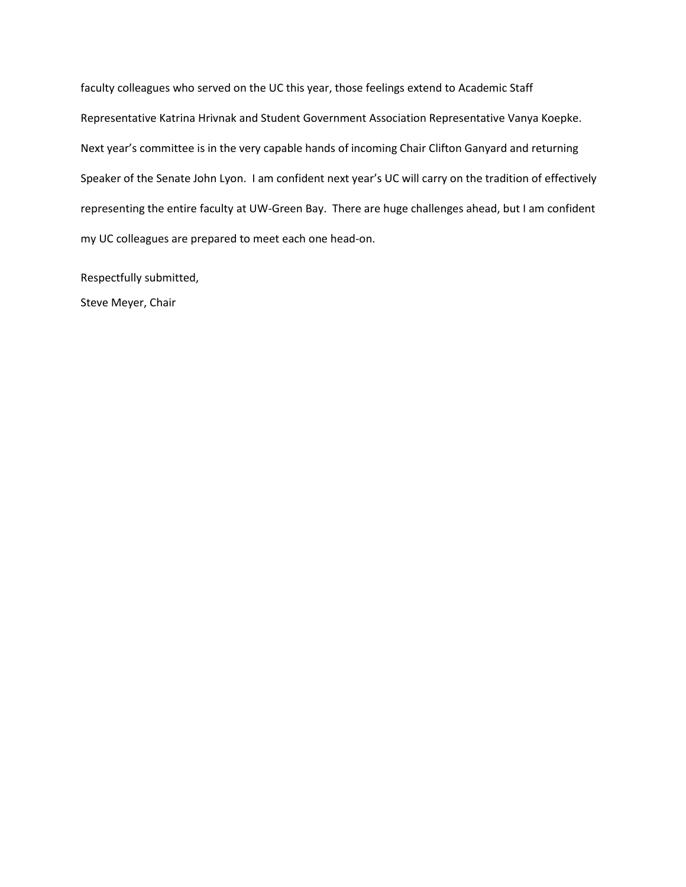faculty colleagues who served on the UC this year, those feelings extend to Academic Staff Representative Katrina Hrivnak and Student Government Association Representative Vanya Koepke. Next year's committee is in the very capable hands of incoming Chair Clifton Ganyard and returning Speaker of the Senate John Lyon. I am confident next year's UC will carry on the tradition of effectively representing the entire faculty at UW-Green Bay. There are huge challenges ahead, but I am confident my UC colleagues are prepared to meet each one head-on.

Respectfully submitted,
Steve Meyer, Chair